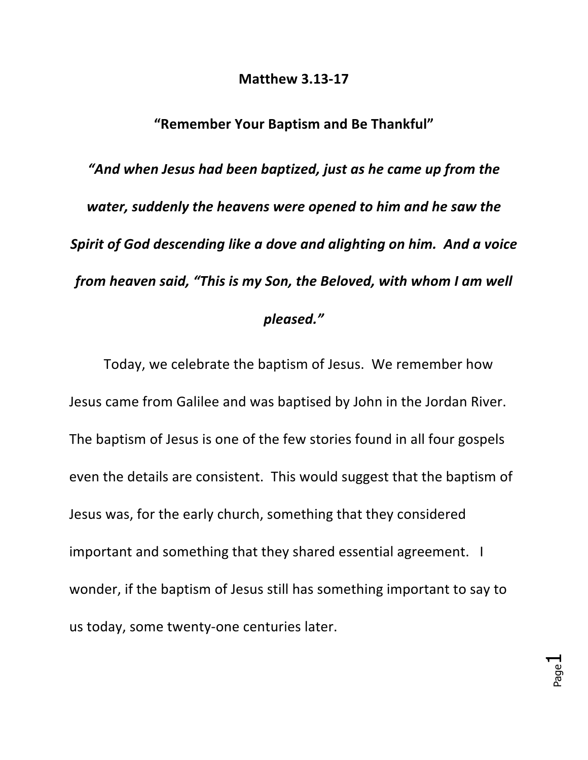**Matthew 3.13-17**

**"Remember Your Baptism and Be Thankful"**

***"And when Jesus had been baptized, just as he came up from the water, suddenly the heavens were opened to him and he saw the Spirit of God descending like a dove and alighting on him. And a voice from heaven said, "This is my Son, the Beloved, with whom I am well pleased."***

Today, we celebrate the baptism of Jesus. We remember how Jesus came from Galilee and was baptised by John in the Jordan River. The baptism of Jesus is one of the few stories found in all four gospels even the details are consistent. This would suggest that the baptism of Jesus was, for the early church, something that they considered important and something that they shared essential agreement. I wonder, if the baptism of Jesus still has something important to say to us today, some twenty-one centuries later.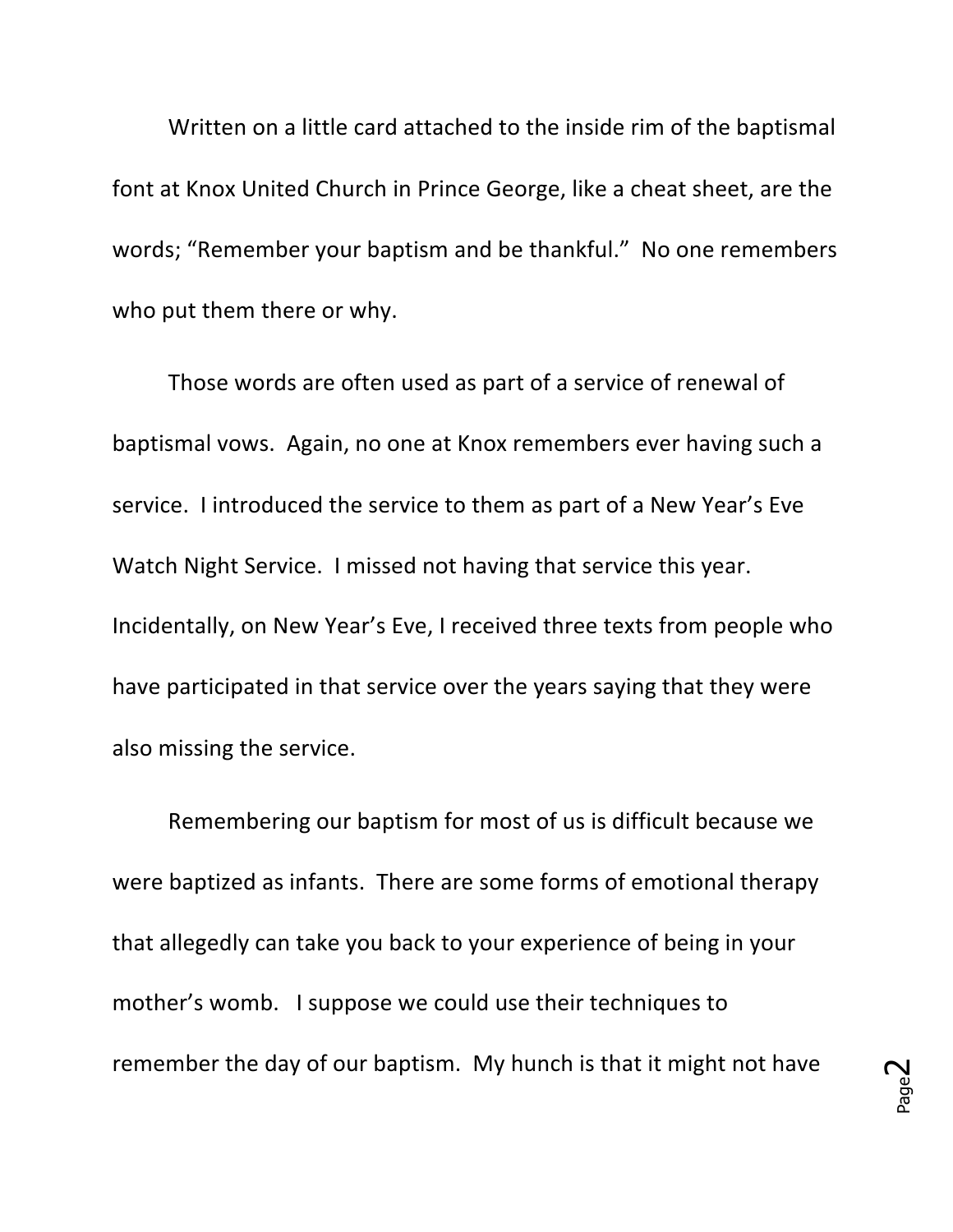Written on a little card attached to the inside rim of the baptismal font at Knox United Church in Prince George, like a cheat sheet, are the words; "Remember your baptism and be thankful." No one remembers who put them there or why.

Those words are often used as part of a service of renewal of baptismal vows. Again, no one at Knox remembers ever having such a service. I introduced the service to them as part of a New Year's Eve Watch Night Service. I missed not having that service this year. Incidentally, on New Year's Eve, I received three texts from people who have participated in that service over the years saying that they were also missing the service.

Remembering our baptism for most of us is difficult because we were baptized as infants. There are some forms of emotional therapy that allegedly can take you back to your experience of being in your mother's womb. I suppose we could use their techniques to remember the day of our baptism. My hunch is that it might not have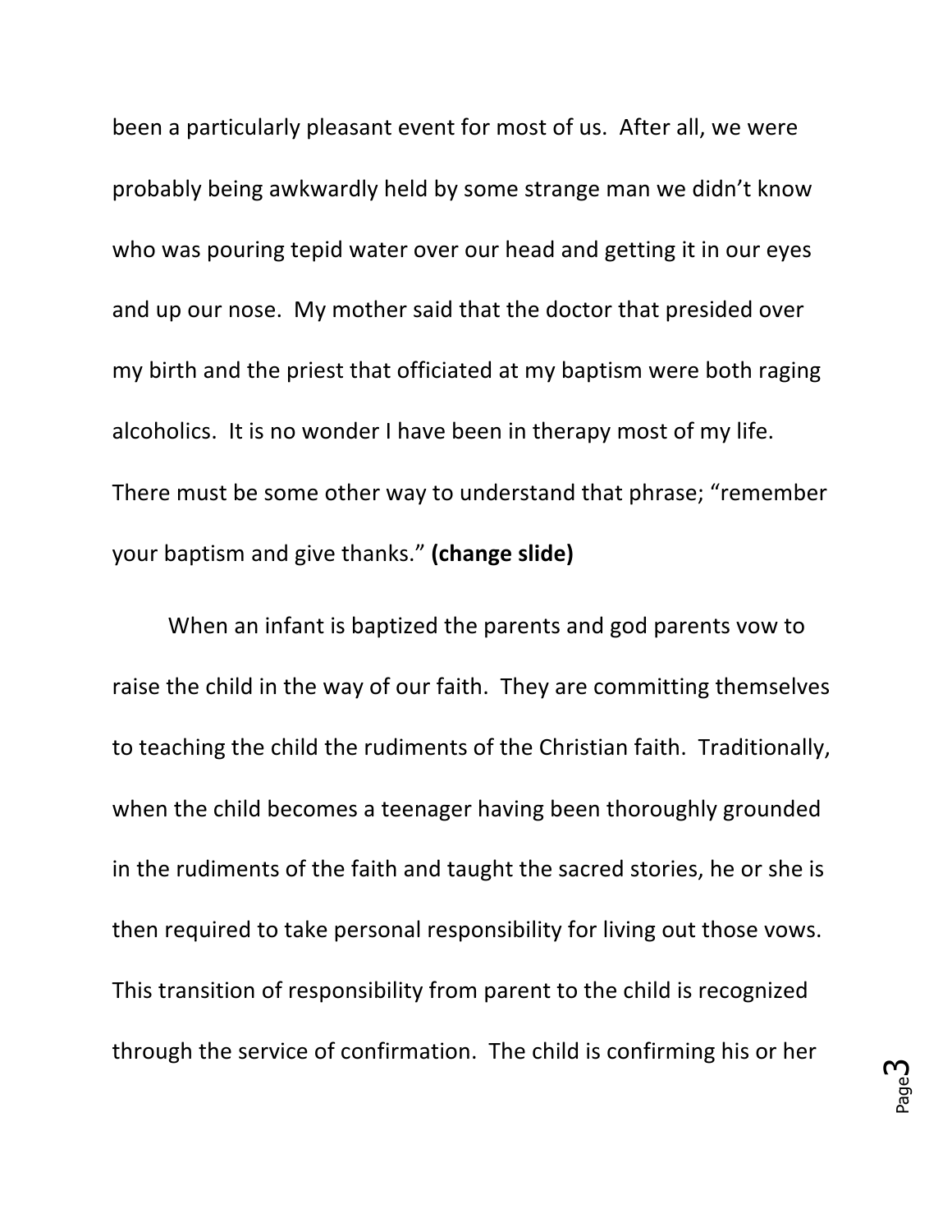been a particularly pleasant event for most of us. After all, we were probably being awkwardly held by some strange man we didn't know who was pouring tepid water over our head and getting it in our eyes and up our nose. My mother said that the doctor that presided over my birth and the priest that officiated at my baptism were both raging alcoholics. It is no wonder I have been in therapy most of my life. There must be some other way to understand that phrase; "remember your baptism and give thanks." **(change slide)**

When an infant is baptized the parents and god parents vow to raise the child in the way of our faith. They are committing themselves to teaching the child the rudiments of the Christian faith. Traditionally, when the child becomes a teenager having been thoroughly grounded in the rudiments of the faith and taught the sacred stories, he or she is then required to take personal responsibility for living out those vows. This transition of responsibility from parent to the child is recognized through the service of confirmation. The child is confirming his or her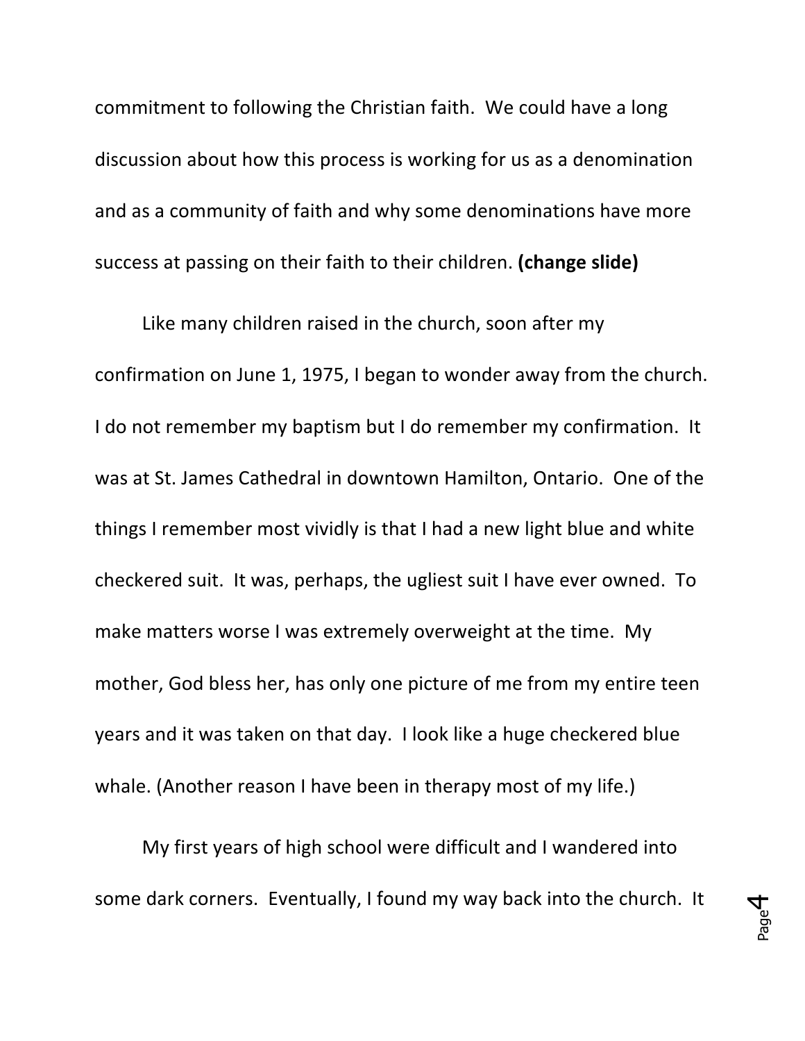commitment to following the Christian faith. We could have a long discussion about how this process is working for us as a denomination and as a community of faith and why some denominations have more success at passing on their faith to their children. **(change slide)**

Like many children raised in the church, soon after my confirmation on June 1, 1975, I began to wonder away from the church. I do not remember my baptism but I do remember my confirmation. It was at St. James Cathedral in downtown Hamilton, Ontario. One of the things I remember most vividly is that I had a new light blue and white checkered suit. It was, perhaps, the ugliest suit I have ever owned. To make matters worse I was extremely overweight at the time. My mother, God bless her, has only one picture of me from my entire teen years and it was taken on that day. I look like a huge checkered blue whale. (Another reason I have been in therapy most of my life.)

My first years of high school were difficult and I wandered into some dark corners. Eventually, I found my way back into the church. It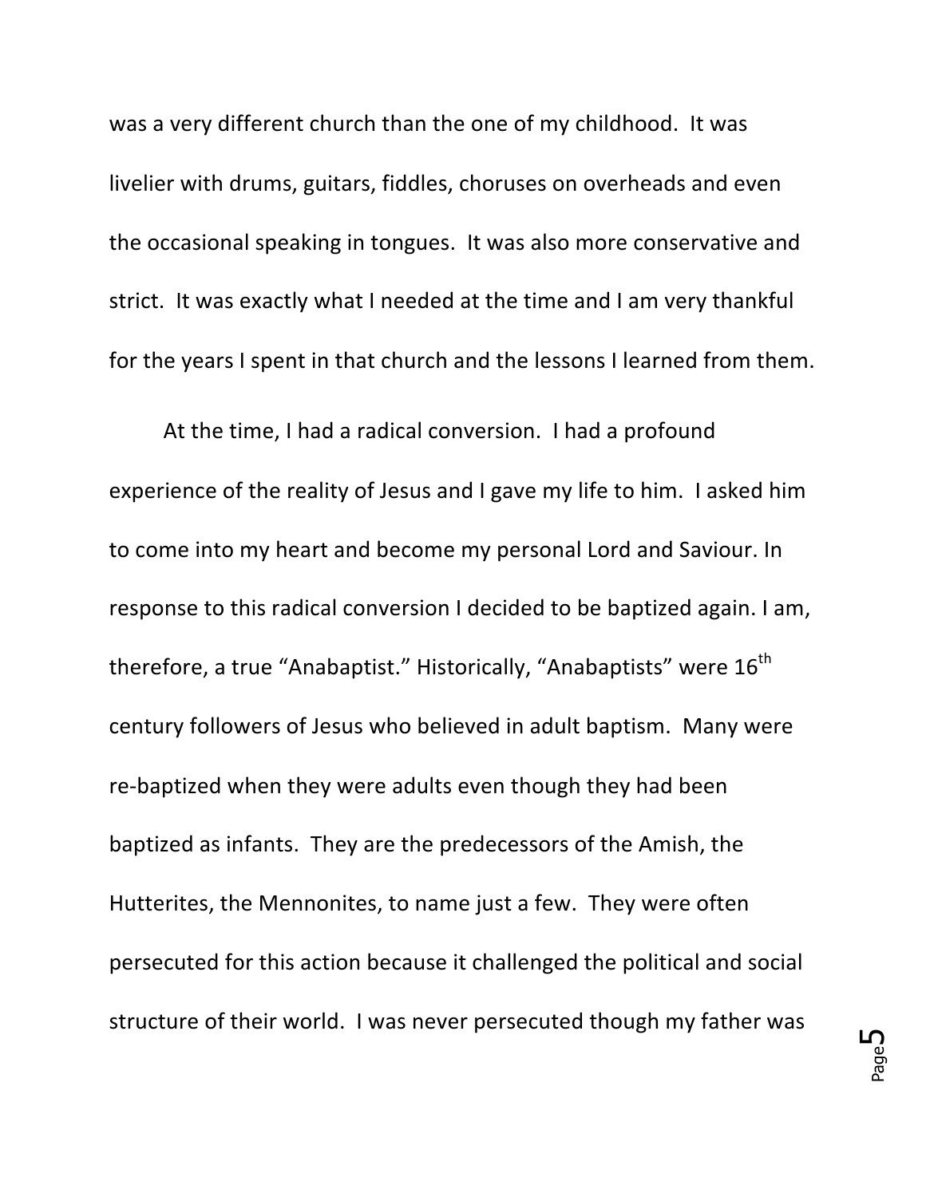was a very different church than the one of my childhood. It was livelier with drums, guitars, fiddles, choruses on overheads and even the occasional speaking in tongues. It was also more conservative and strict. It was exactly what I needed at the time and I am very thankful for the years I spent in that church and the lessons I learned from them.

At the time, I had a radical conversion. I had a profound experience of the reality of Jesus and I gave my life to him. I asked him to come into my heart and become my personal Lord and Saviour. In response to this radical conversion I decided to be baptized again. I am, therefore, a true "Anabaptist." Historically, "Anabaptists" were 16th century followers of Jesus who believed in adult baptism. Many were re-baptized when they were adults even though they had been baptized as infants. They are the predecessors of the Amish, the Hutterites, the Mennonites, to name just a few. They were often persecuted for this action because it challenged the political and social structure of their world. I was never persecuted though my father was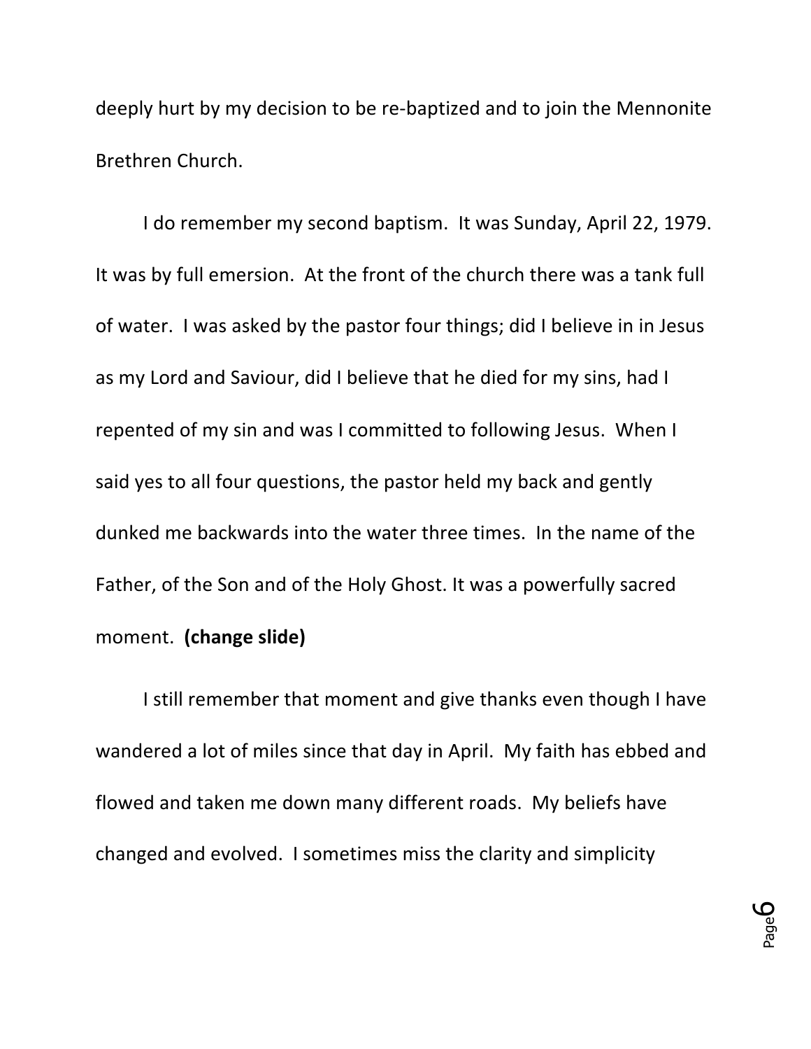deeply hurt by my decision to be re-baptized and to join the Mennonite Brethren Church.

I do remember my second baptism. It was Sunday, April 22, 1979. It was by full emersion. At the front of the church there was a tank full of water. I was asked by the pastor four things; did I believe in in Jesus as my Lord and Saviour, did I believe that he died for my sins, had I repented of my sin and was I committed to following Jesus. When I said yes to all four questions, the pastor held my back and gently dunked me backwards into the water three times. In the name of the Father, of the Son and of the Holy Ghost. It was a powerfully sacred moment. **(change slide)**

I still remember that moment and give thanks even though I have wandered a lot of miles since that day in April. My faith has ebbed and flowed and taken me down many different roads. My beliefs have changed and evolved. I sometimes miss the clarity and simplicity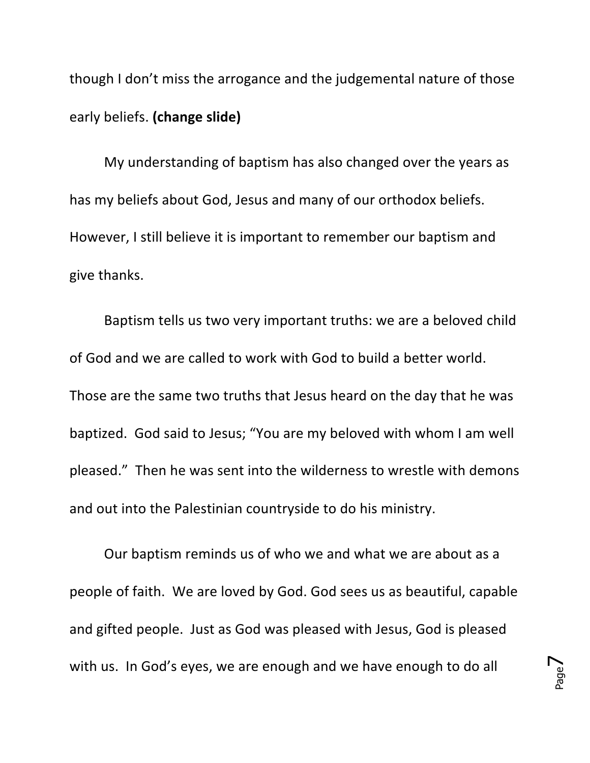though I don't miss the arrogance and the judgemental nature of those early beliefs. **(change slide)**

My understanding of baptism has also changed over the years as has my beliefs about God, Jesus and many of our orthodox beliefs. However, I still believe it is important to remember our baptism and give thanks.

Baptism tells us two very important truths: we are a beloved child of God and we are called to work with God to build a better world. Those are the same two truths that Jesus heard on the day that he was baptized. God said to Jesus; "You are my beloved with whom I am well pleased." Then he was sent into the wilderness to wrestle with demons and out into the Palestinian countryside to do his ministry.

Our baptism reminds us of who we and what we are about as a people of faith. We are loved by God. God sees us as beautiful, capable and gifted people. Just as God was pleased with Jesus, God is pleased with us. In God's eyes, we are enough and we have enough to do all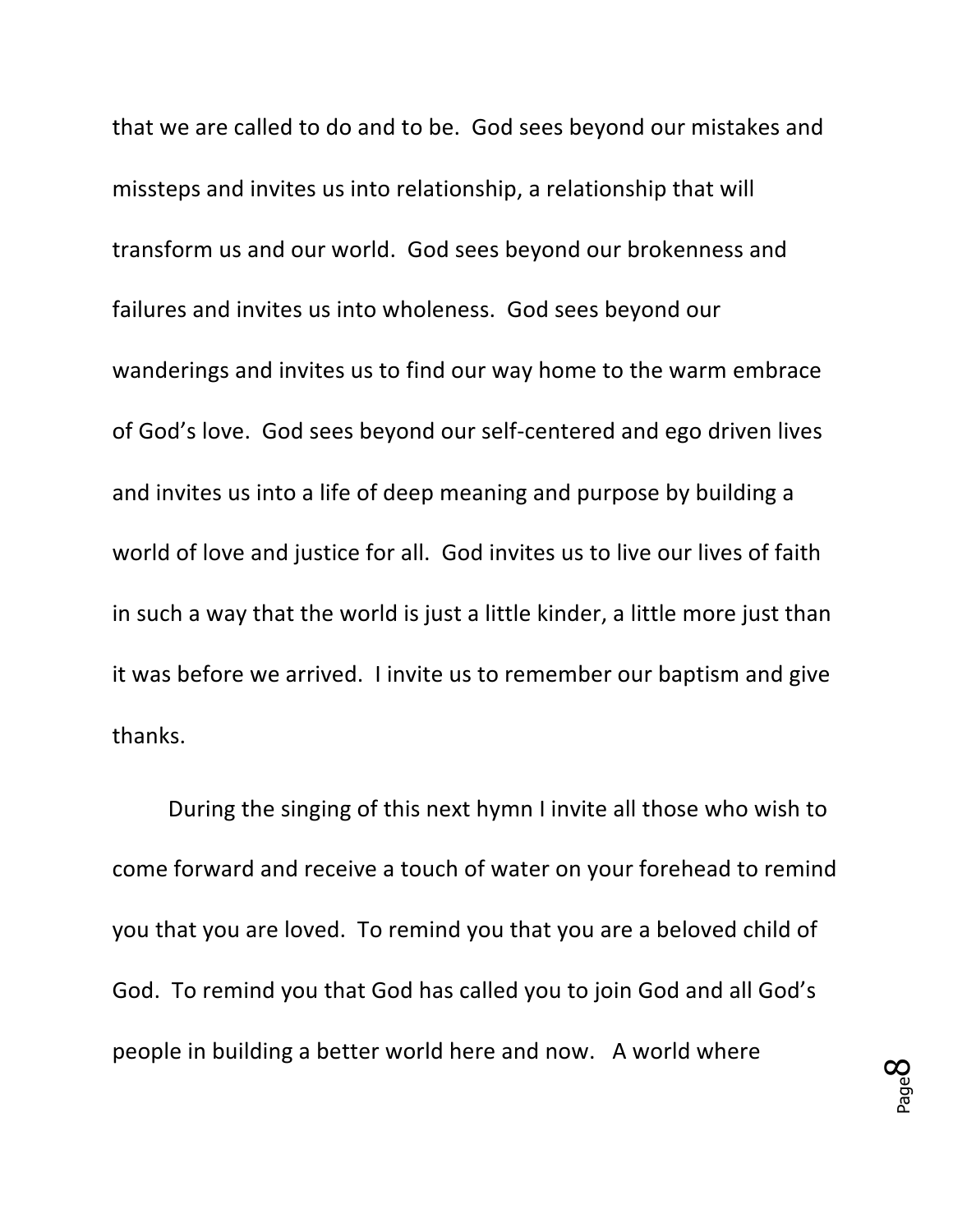that we are called to do and to be. God sees beyond our mistakes and missteps and invites us into relationship, a relationship that will transform us and our world. God sees beyond our brokenness and failures and invites us into wholeness. God sees beyond our wanderings and invites us to find our way home to the warm embrace of God's love. God sees beyond our self-centered and ego driven lives and invites us into a life of deep meaning and purpose by building a world of love and justice for all. God invites us to live our lives of faith in such a way that the world is just a little kinder, a little more just than it was before we arrived. I invite us to remember our baptism and give thanks.

During the singing of this next hymn I invite all those who wish to come forward and receive a touch of water on your forehead to remind you that you are loved. To remind you that you are a beloved child of God. To remind you that God has called you to join God and all God's people in building a better world here and now. A world where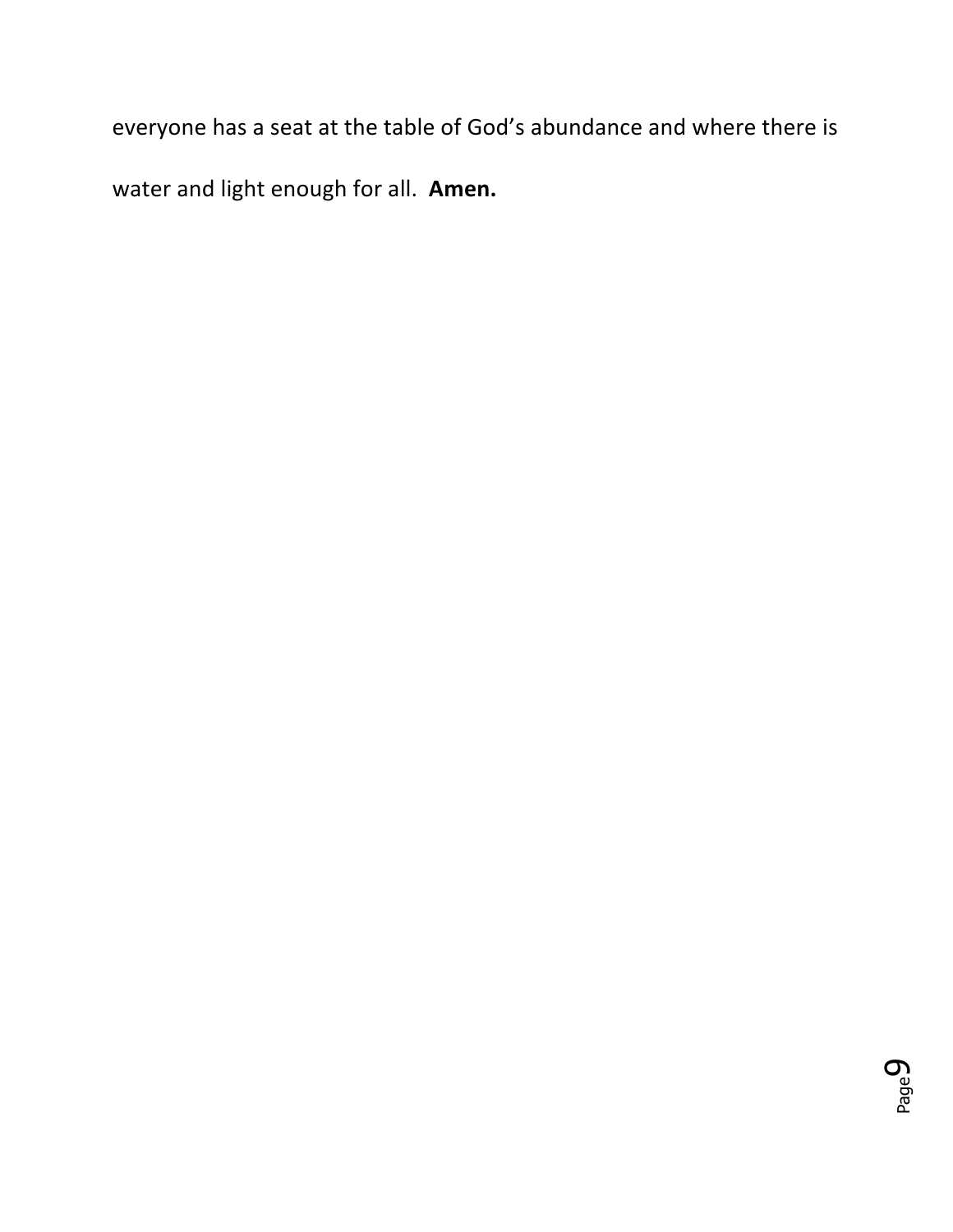everyone has a seat at the table of God’s abundance and where there is water and light enough for all.  **Amen.**